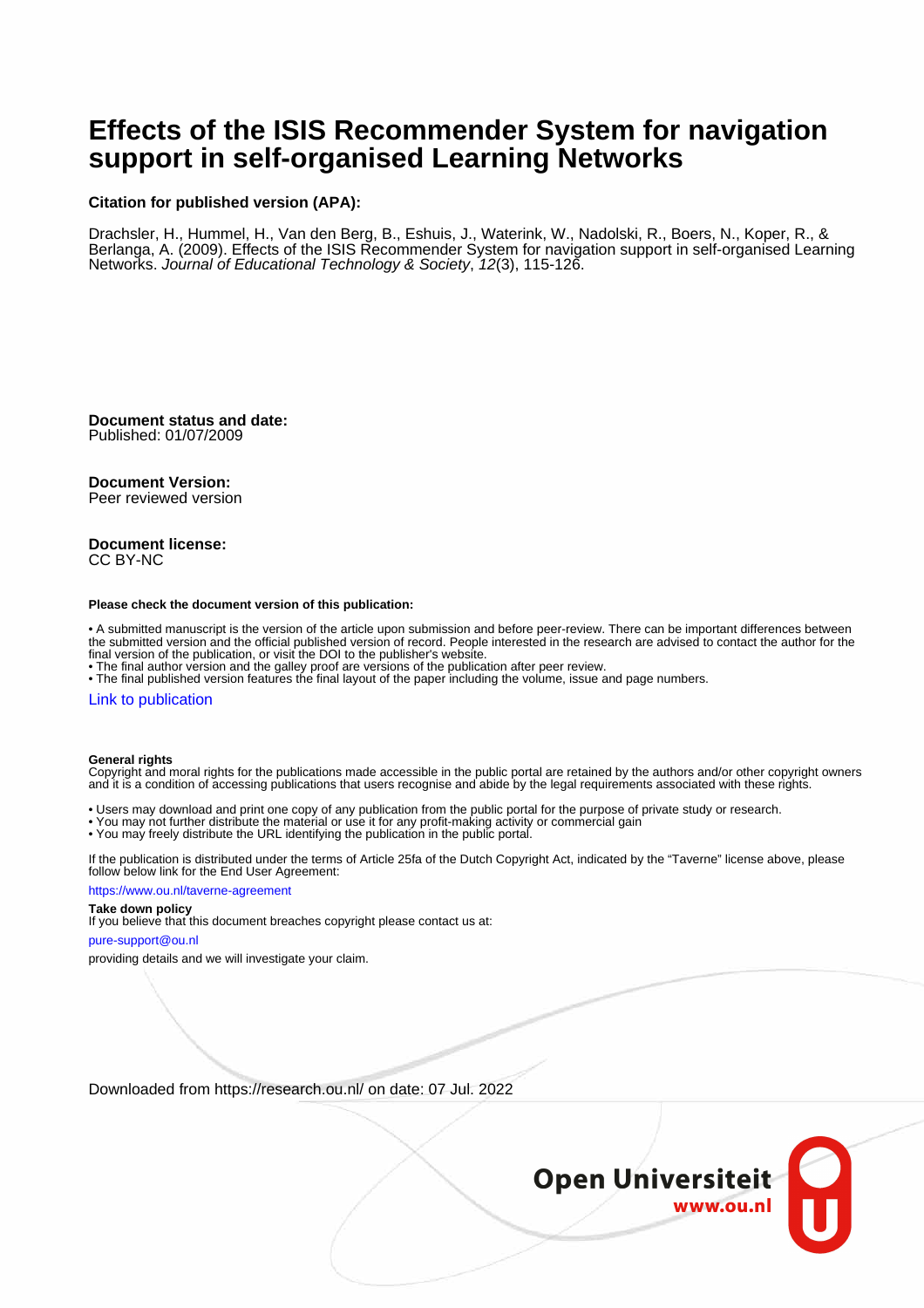# Effects of the ISIS Recommender System for navigation support in self-organised Learning Networks

**Citation for published version (APA):**

Drachsler, H., Hummel, H., Van den Berg, B., Eshuis, J., Waterink, W., Nadolski, R., Boers, N., Koper, R., & Berlanga, A. (2009). Effects of the ISIS Recommender System for navigation support in self-organised Learning Networks. *Journal of Educational Technology & Society*, *12*(3), 115-126.

**Document status and date:**
Published: 01/07/2009

**Document Version:**
Peer reviewed version

**Document license:**
CC BY-NC

**Please check the document version of this publication:**

• A submitted manuscript is the version of the article upon submission and before peer-review. There can be important differences between the submitted version and the official published version of record. People interested in the research are advised to contact the author for the final version of the publication, or visit the DOI to the publisher's website.
• The final author version and the galley proof are versions of the publication after peer review.
• The final published version features the final layout of the paper including the volume, issue and page numbers.

Link to publication

**General rights**
Copyright and moral rights for the publications made accessible in the public portal are retained by the authors and/or other copyright owners and it is a condition of accessing publications that users recognise and abide by the legal requirements associated with these rights.

• Users may download and print one copy of any publication from the public portal for the purpose of private study or research.
• You may not further distribute the material or use it for any profit-making activity or commercial gain
• You may freely distribute the URL identifying the publication in the public portal.

If the publication is distributed under the terms of Article 25fa of the Dutch Copyright Act, indicated by the "Taverne" license above, please follow below link for the End User Agreement:

https://www.ou.nl/taverne-agreement

**Take down policy**
If you believe that this document breaches copyright please contact us at:

pure-support@ou.nl

providing details and we will investigate your claim.

Downloaded from https://research.ou.nl/ on date: 07 Jul. 2022

Open Universiteit
www.ou.nl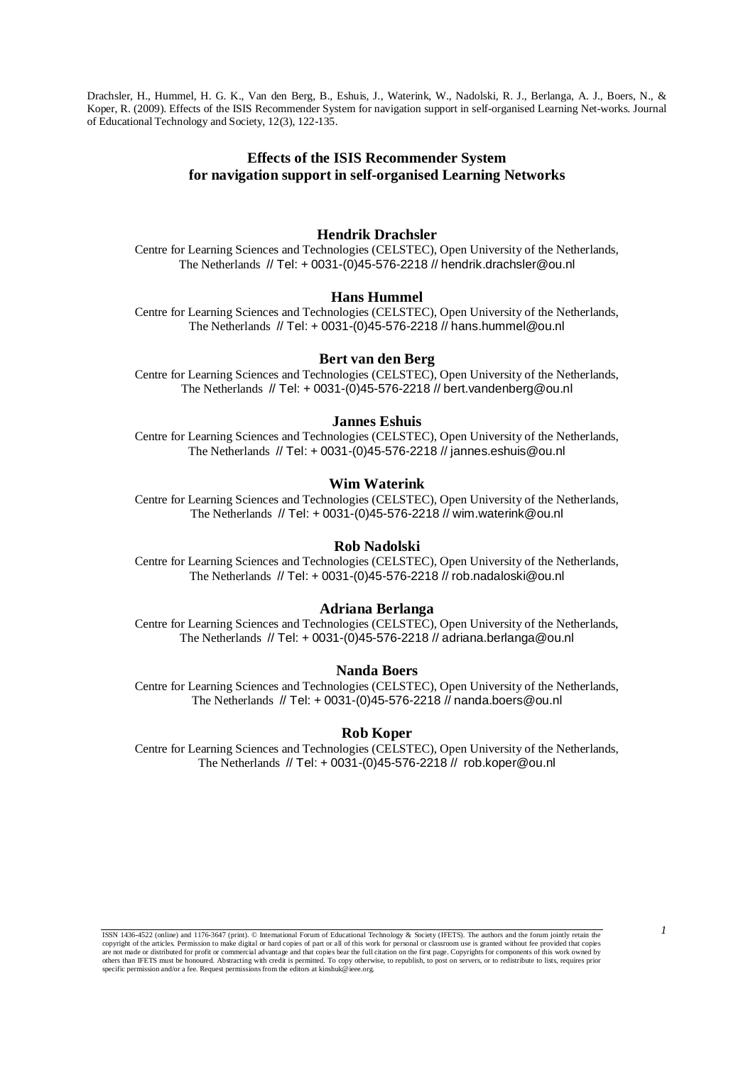Drachsler, H., Hummel, H. G. K., Van den Berg, B., Eshuis, J., Waterink, W., Nadolski, R. J., Berlanga, A. J., Boers, N., & Koper, R. (2009). Effects of the ISIS Recommender System for navigation support in self-organised Learning Net-works. Journal of Educational Technology and Society, 12(3), 122-135.

# Effects of the ISIS Recommender System for navigation support in self-organised Learning Networks

**Hendrik Drachsler**
Centre for Learning Sciences and Technologies (CELSTEC), Open University of the Netherlands, The Netherlands // Tel: + 0031-(0)45-576-2218 // hendrik.drachsler@ou.nl

**Hans Hummel**
Centre for Learning Sciences and Technologies (CELSTEC), Open University of the Netherlands, The Netherlands // Tel: + 0031-(0)45-576-2218 // hans.hummel@ou.nl

**Bert van den Berg**
Centre for Learning Sciences and Technologies (CELSTEC), Open University of the Netherlands, The Netherlands // Tel: + 0031-(0)45-576-2218 // bert.vandenberg@ou.nl

**Jannes Eshuis**
Centre for Learning Sciences and Technologies (CELSTEC), Open University of the Netherlands, The Netherlands // Tel: + 0031-(0)45-576-2218 // jannes.eshuis@ou.nl

**Wim Waterink**
Centre for Learning Sciences and Technologies (CELSTEC), Open University of the Netherlands, The Netherlands // Tel: + 0031-(0)45-576-2218 // wim.waterink@ou.nl

**Rob Nadolski**
Centre for Learning Sciences and Technologies (CELSTEC), Open University of the Netherlands, The Netherlands // Tel: + 0031-(0)45-576-2218 // rob.nadaloski@ou.nl

**Adriana Berlanga**
Centre for Learning Sciences and Technologies (CELSTEC), Open University of the Netherlands, The Netherlands // Tel: + 0031-(0)45-576-2218 // adriana.berlanga@ou.nl

**Nanda Boers**
Centre for Learning Sciences and Technologies (CELSTEC), Open University of the Netherlands, The Netherlands // Tel: + 0031-(0)45-576-2218 // nanda.boers@ou.nl

**Rob Koper**
Centre for Learning Sciences and Technologies (CELSTEC), Open University of the Netherlands, The Netherlands // Tel: + 0031-(0)45-576-2218 // rob.koper@ou.nl

ISSN 1436-4522 (online) and 1176-3647 (print). © International Forum of Educational Technology & Society (IFETS). The authors and the forum jointly retain the copyright of the articles. Permission to make digital or hard copies of part or all of this work for personal or classroom use is granted without fee provided that copies are not made or distributed for profit or commercial advantage and that copies bear the full citation on the first page. Copyrights for components of this work owned by others than IFETS must be honoured. Abstracting with credit is permitted. To copy otherwise, to republish, to post on servers, or to redistribute to lists, requires prior specific permission and/or a fee. Request permissions from the editors at kinshuk@ieee.org.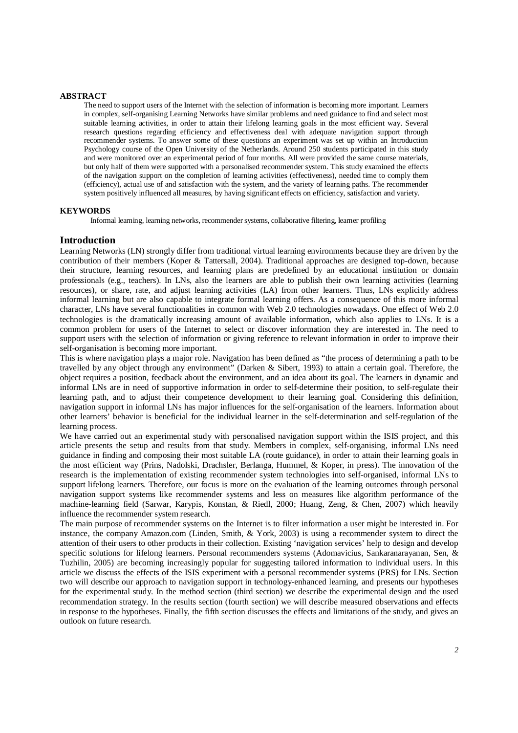**ABSTRACT**

The need to support users of the Internet with the selection of information is becoming more important. Learners in complex, self-organising Learning Networks have similar problems and need guidance to find and select most suitable learning activities, in order to attain their lifelong learning goals in the most efficient way. Several research questions regarding efficiency and effectiveness deal with adequate navigation support through recommender systems. To answer some of these questions an experiment was set up within an Introduction Psychology course of the Open University of the Netherlands. Around 250 students participated in this study and were monitored over an experimental period of four months. All were provided the same course materials, but only half of them were supported with a personalised recommender system. This study examined the effects of the navigation support on the completion of learning activities (effectiveness), needed time to comply them (efficiency), actual use of and satisfaction with the system, and the variety of learning paths. The recommender system positively influenced all measures, by having significant effects on efficiency, satisfaction and variety.

**KEYWORDS**

Informal learning, learning networks, recommender systems, collaborative filtering, learner profiling

## Introduction

Learning Networks (LN) strongly differ from traditional virtual learning environments because they are driven by the contribution of their members (Koper & Tattersall, 2004). Traditional approaches are designed top-down, because their structure, learning resources, and learning plans are predefined by an educational institution or domain professionals (e.g., teachers). In LNs, also the learners are able to publish their own learning activities (learning resources), or share, rate, and adjust learning activities (LA) from other learners. Thus, LNs explicitly address informal learning but are also capable to integrate formal learning offers. As a consequence of this more informal character, LNs have several functionalities in common with Web 2.0 technologies nowadays. One effect of Web 2.0 technologies is the dramatically increasing amount of available information, which also applies to LNs. It is a common problem for users of the Internet to select or discover information they are interested in. The need to support users with the selection of information or giving reference to relevant information in order to improve their self-organisation is becoming more important.

This is where navigation plays a major role. Navigation has been defined as "the process of determining a path to be travelled by any object through any environment" (Darken & Sibert, 1993) to attain a certain goal. Therefore, the object requires a position, feedback about the environment, and an idea about its goal. The learners in dynamic and informal LNs are in need of supportive information in order to self-determine their position, to self-regulate their learning path, and to adjust their competence development to their learning goal. Considering this definition, navigation support in informal LNs has major influences for the self-organisation of the learners. Information about other learners' behavior is beneficial for the individual learner in the self-determination and self-regulation of the learning process.

We have carried out an experimental study with personalised navigation support within the ISIS project, and this article presents the setup and results from that study. Members in complex, self-organising, informal LNs need guidance in finding and composing their most suitable LA (route guidance), in order to attain their learning goals in the most efficient way (Prins, Nadolski, Drachsler, Berlanga, Hummel, & Koper, in press). The innovation of the research is the implementation of existing recommender system technologies into self-organised, informal LNs to support lifelong learners. Therefore, our focus is more on the evaluation of the learning outcomes through personal navigation support systems like recommender systems and less on measures like algorithm performance of the machine-learning field (Sarwar, Karypis, Konstan, & Riedl, 2000; Huang, Zeng, & Chen, 2007) which heavily influence the recommender system research.

The main purpose of recommender systems on the Internet is to filter information a user might be interested in. For instance, the company Amazon.com (Linden, Smith, & York, 2003) is using a recommender system to direct the attention of their users to other products in their collection. Existing 'navigation services' help to design and develop specific solutions for lifelong learners. Personal recommenders systems (Adomavicius, Sankaranarayanan, Sen, & Tuzhilin, 2005) are becoming increasingly popular for suggesting tailored information to individual users. In this article we discuss the effects of the ISIS experiment with a personal recommender systems (PRS) for LNs. Section two will describe our approach to navigation support in technology-enhanced learning, and presents our hypotheses for the experimental study. In the method section (third section) we describe the experimental design and the used recommendation strategy. In the results section (fourth section) we will describe measured observations and effects in response to the hypotheses. Finally, the fifth section discusses the effects and limitations of the study, and gives an outlook on future research.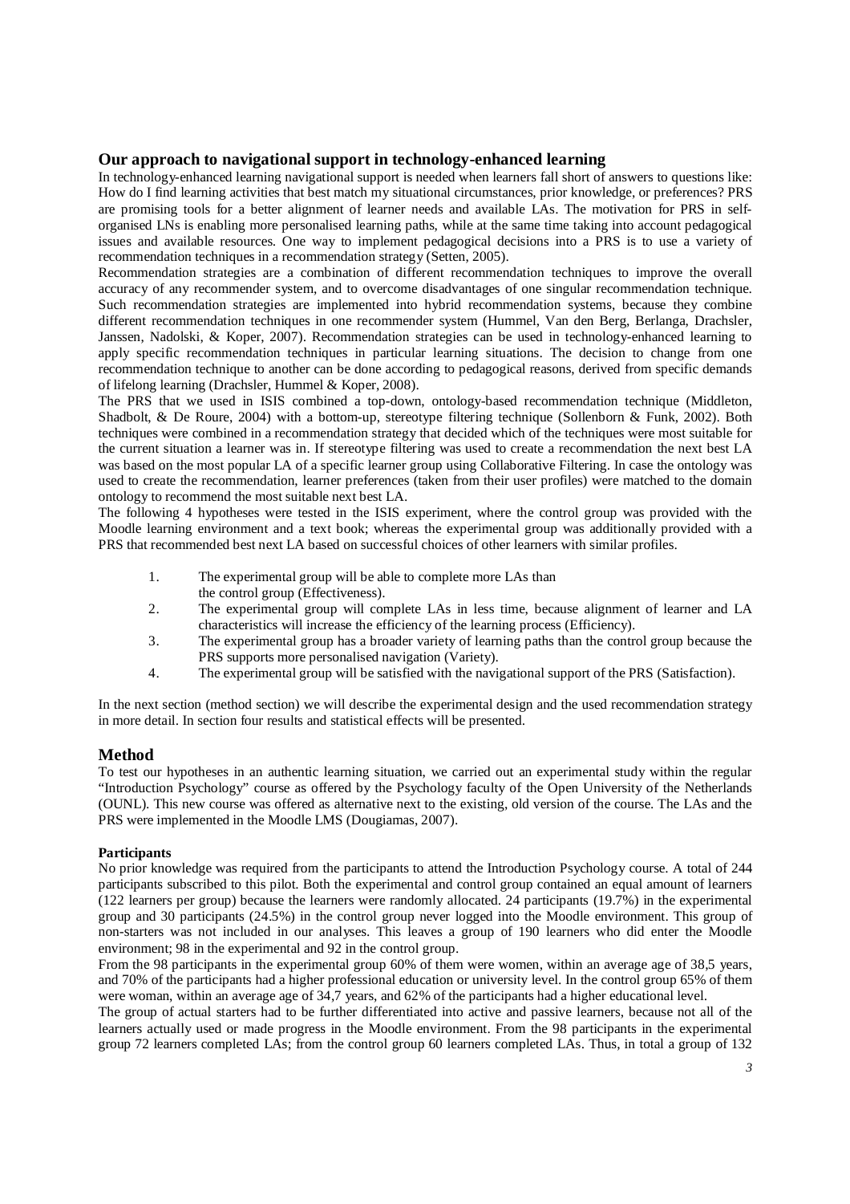## Our approach to navigational support in technology-enhanced learning

In technology-enhanced learning navigational support is needed when learners fall short of answers to questions like: How do I find learning activities that best match my situational circumstances, prior knowledge, or preferences? PRS are promising tools for a better alignment of learner needs and available LAs. The motivation for PRS in self-organised LNs is enabling more personalised learning paths, while at the same time taking into account pedagogical issues and available resources. One way to implement pedagogical decisions into a PRS is to use a variety of recommendation techniques in a recommendation strategy (Setten, 2005).

Recommendation strategies are a combination of different recommendation techniques to improve the overall accuracy of any recommender system, and to overcome disadvantages of one singular recommendation technique. Such recommendation strategies are implemented into hybrid recommendation systems, because they combine different recommendation techniques in one recommender system (Hummel, Van den Berg, Berlanga, Drachsler, Janssen, Nadolski, & Koper, 2007). Recommendation strategies can be used in technology-enhanced learning to apply specific recommendation techniques in particular learning situations. The decision to change from one recommendation technique to another can be done according to pedagogical reasons, derived from specific demands of lifelong learning (Drachsler, Hummel & Koper, 2008).

The PRS that we used in ISIS combined a top-down, ontology-based recommendation technique (Middleton, Shadbolt, & De Roure, 2004) with a bottom-up, stereotype filtering technique (Sollenborn & Funk, 2002). Both techniques were combined in a recommendation strategy that decided which of the techniques were most suitable for the current situation a learner was in. If stereotype filtering was used to create a recommendation the next best LA was based on the most popular LA of a specific learner group using Collaborative Filtering. In case the ontology was used to create the recommendation, learner preferences (taken from their user profiles) were matched to the domain ontology to recommend the most suitable next best LA.

The following 4 hypotheses were tested in the ISIS experiment, where the control group was provided with the Moodle learning environment and a text book; whereas the experimental group was additionally provided with a PRS that recommended best next LA based on successful choices of other learners with similar profiles.

1. The experimental group will be able to complete more LAs than the control group (Effectiveness).
2. The experimental group will complete LAs in less time, because alignment of learner and LA characteristics will increase the efficiency of the learning process (Efficiency).
3. The experimental group has a broader variety of learning paths than the control group because the PRS supports more personalised navigation (Variety).
4. The experimental group will be satisfied with the navigational support of the PRS (Satisfaction).

In the next section (method section) we will describe the experimental design and the used recommendation strategy in more detail. In section four results and statistical effects will be presented.

## Method

To test our hypotheses in an authentic learning situation, we carried out an experimental study within the regular "Introduction Psychology" course as offered by the Psychology faculty of the Open University of the Netherlands (OUNL). This new course was offered as alternative next to the existing, old version of the course. The LAs and the PRS were implemented in the Moodle LMS (Dougiamas, 2007).

### Participants

No prior knowledge was required from the participants to attend the Introduction Psychology course. A total of 244 participants subscribed to this pilot. Both the experimental and control group contained an equal amount of learners (122 learners per group) because the learners were randomly allocated. 24 participants (19.7%) in the experimental group and 30 participants (24.5%) in the control group never logged into the Moodle environment. This group of non-starters was not included in our analyses. This leaves a group of 190 learners who did enter the Moodle environment; 98 in the experimental and 92 in the control group.

From the 98 participants in the experimental group 60% of them were women, within an average age of 38,5 years, and 70% of the participants had a higher professional education or university level. In the control group 65% of them were woman, within an average age of 34,7 years, and 62% of the participants had a higher educational level.

The group of actual starters had to be further differentiated into active and passive learners, because not all of the learners actually used or made progress in the Moodle environment. From the 98 participants in the experimental group 72 learners completed LAs; from the control group 60 learners completed LAs. Thus, in total a group of 132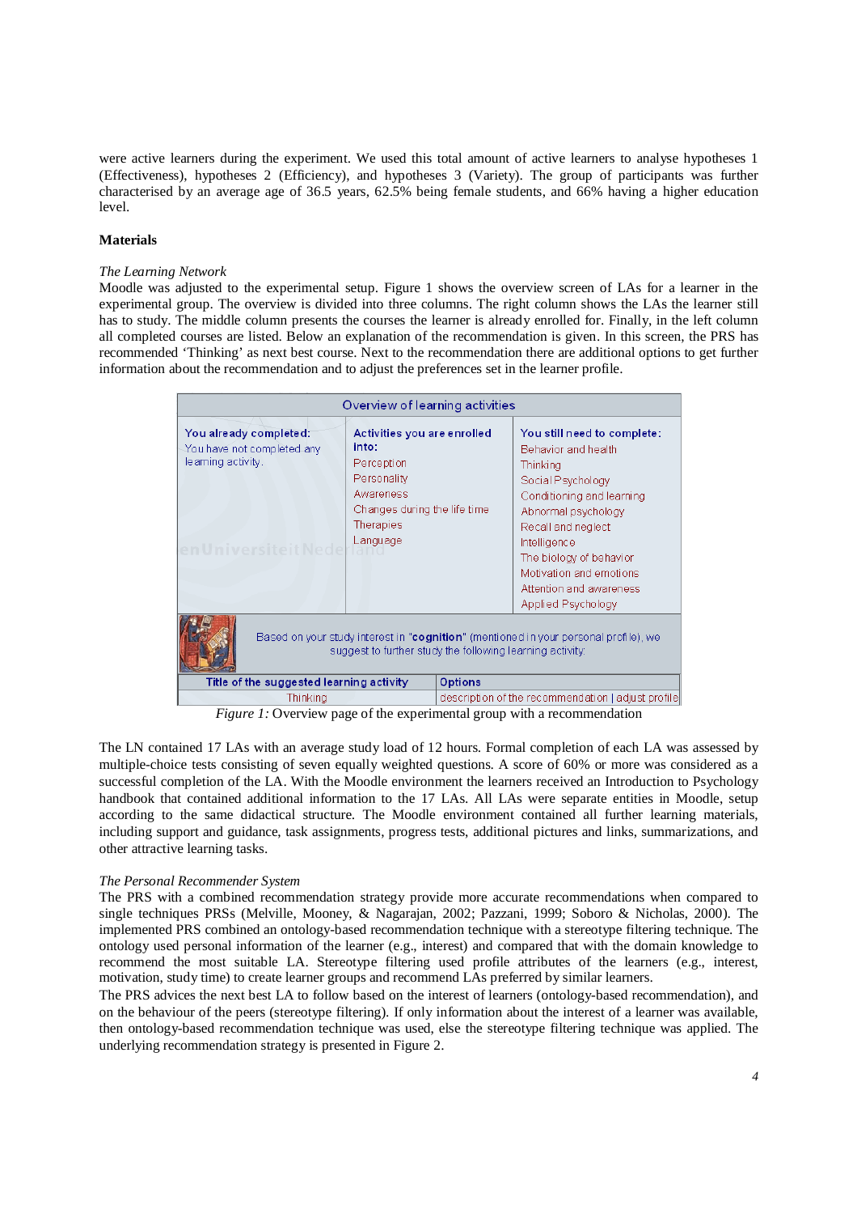were active learners during the experiment. We used this total amount of active learners to analyse hypotheses 1 (Effectiveness), hypotheses 2 (Efficiency), and hypotheses 3 (Variety). The group of participants was further characterised by an average age of 36.5 years, 62.5% being female students, and 66% having a higher education level.

**Materials**

*The Learning Network*

Moodle was adjusted to the experimental setup. Figure 1 shows the overview screen of LAs for a learner in the experimental group. The overview is divided into three columns. The right column shows the LAs the learner still has to study. The middle column presents the courses the learner is already enrolled for. Finally, in the left column all completed courses are listed. Below an explanation of the recommendation is given. In this screen, the PRS has recommended 'Thinking' as next best course. Next to the recommendation there are additional options to get further information about the recommendation and to adjust the preferences set in the learner profile.

*Figure 1:* Overview page of the experimental group with a recommendation

The LN contained 17 LAs with an average study load of 12 hours. Formal completion of each LA was assessed by multiple-choice tests consisting of seven equally weighted questions. A score of 60% or more was considered as a successful completion of the LA. With the Moodle environment the learners received an Introduction to Psychology handbook that contained additional information to the 17 LAs. All LAs were separate entities in Moodle, setup according to the same didactical structure. The Moodle environment contained all further learning materials, including support and guidance, task assignments, progress tests, additional pictures and links, summarizations, and other attractive learning tasks.

*The Personal Recommender System*

The PRS with a combined recommendation strategy provide more accurate recommendations when compared to single techniques PRSs (Melville, Mooney, & Nagarajan, 2002; Pazzani, 1999; Soboro & Nicholas, 2000). The implemented PRS combined an ontology-based recommendation technique with a stereotype filtering technique. The ontology used personal information of the learner (e.g., interest) and compared that with the domain knowledge to recommend the most suitable LA. Stereotype filtering used profile attributes of the learners (e.g., interest, motivation, study time) to create learner groups and recommend LAs preferred by similar learners.

The PRS advices the next best LA to follow based on the interest of learners (ontology-based recommendation), and on the behaviour of the peers (stereotype filtering). If only information about the interest of a learner was available, then ontology-based recommendation technique was used, else the stereotype filtering technique was applied. The underlying recommendation strategy is presented in Figure 2.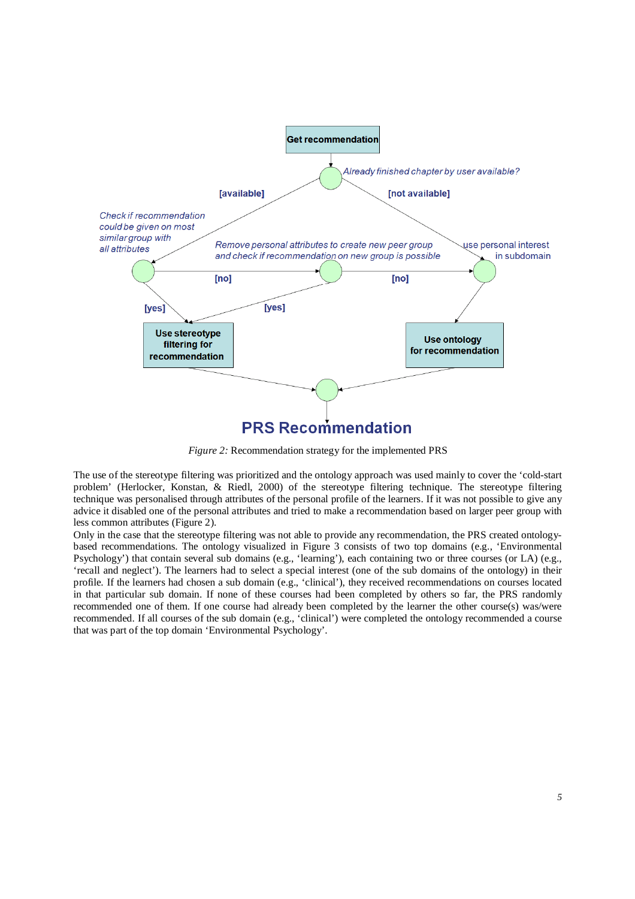*Figure 2:* Recommendation strategy for the implemented PRS

The use of the stereotype filtering was prioritized and the ontology approach was used mainly to cover the 'cold-start problem' (Herlocker, Konstan, & Riedl, 2000) of the stereotype filtering technique. The stereotype filtering technique was personalised through attributes of the personal profile of the learners. If it was not possible to give any advice it disabled one of the personal attributes and tried to make a recommendation based on larger peer group with less common attributes (Figure 2).

Only in the case that the stereotype filtering was not able to provide any recommendation, the PRS created ontology-based recommendations. The ontology visualized in Figure 3 consists of two top domains (e.g., 'Environmental Psychology') that contain several sub domains (e.g., 'learning'), each containing two or three courses (or LA) (e.g., 'recall and neglect'). The learners had to select a special interest (one of the sub domains of the ontology) in their profile. If the learners had chosen a sub domain (e.g., 'clinical'), they received recommendations on courses located in that particular sub domain. If none of these courses had been completed by others so far, the PRS randomly recommended one of them. If one course had already been completed by the learner the other course(s) was/were recommended. If all courses of the sub domain (e.g., 'clinical') were completed the ontology recommended a course that was part of the top domain 'Environmental Psychology'.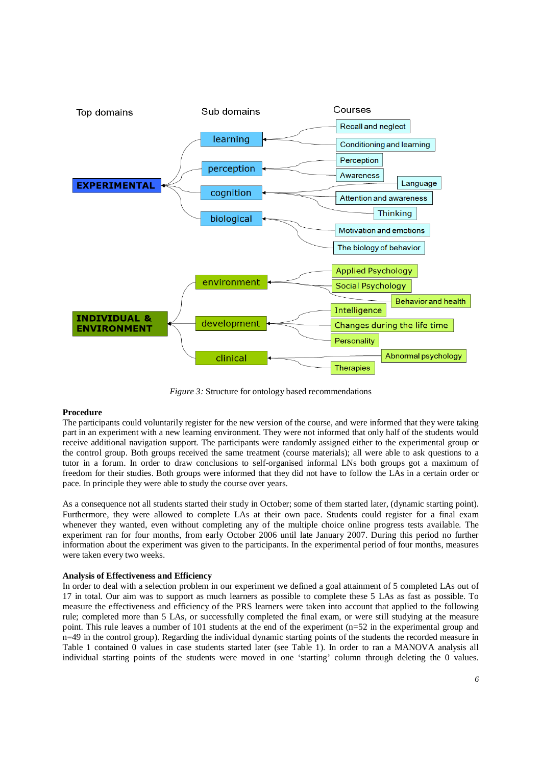Top domains | Sub domains | Courses

- **EXPERIMENTAL**
  - learning
    - Recall and neglect
    - Conditioning and learning
  - perception
    - Perception
    - Awareness
  - cognition
    - Language
    - Attention and awareness
    - Thinking
  - biological
    - Motivation and emotions
    - The biology of behavior
- **INDIVIDUAL & ENVIRONMENT**
  - environment
    - Applied Psychology
    - Social Psychology
    - Behavior and health
  - development
    - Intelligence
    - Changes during the life time
    - Personality
  - clinical
    - Abnormal psychology
    - Therapies

*Figure 3:* Structure for ontology based recommendations

**Procedure**

The participants could voluntarily register for the new version of the course, and were informed that they were taking part in an experiment with a new learning environment. They were not informed that only half of the students would receive additional navigation support. The participants were randomly assigned either to the experimental group or the control group. Both groups received the same treatment (course materials); all were able to ask questions to a tutor in a forum. In order to draw conclusions to self-organised informal LNs both groups got a maximum of freedom for their studies. Both groups were informed that they did not have to follow the LAs in a certain order or pace. In principle they were able to study the course over years.

As a consequence not all students started their study in October; some of them started later, (dynamic starting point). Furthermore, they were allowed to complete LAs at their own pace. Students could register for a final exam whenever they wanted, even without completing any of the multiple choice online progress tests available. The experiment ran for four months, from early October 2006 until late January 2007. During this period no further information about the experiment was given to the participants. In the experimental period of four months, measures were taken every two weeks.

**Analysis of Effectiveness and Efficiency**

In order to deal with a selection problem in our experiment we defined a goal attainment of 5 completed LAs out of 17 in total. Our aim was to support as much learners as possible to complete these 5 LAs as fast as possible. To measure the effectiveness and efficiency of the PRS learners were taken into account that applied to the following rule; completed more than 5 LAs, or successfully completed the final exam, or were still studying at the measure point. This rule leaves a number of 101 students at the end of the experiment (n=52 in the experimental group and n=49 in the control group). Regarding the individual dynamic starting points of the students the recorded measure in Table 1 contained 0 values in case students started later (see Table 1). In order to ran a MANOVA analysis all individual starting points of the students were moved in one 'starting' column through deleting the 0 values.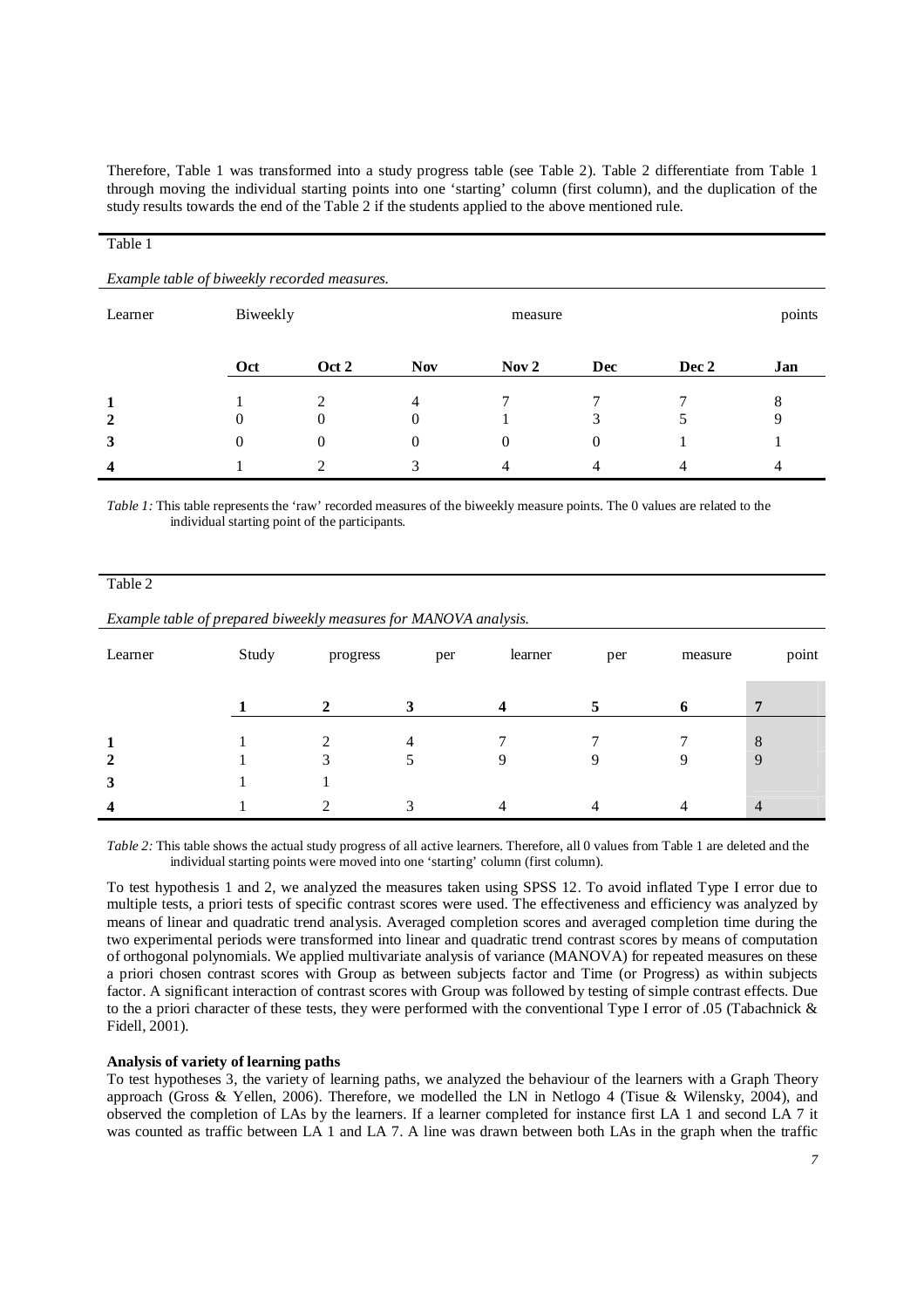Therefore, Table 1 was transformed into a study progress table (see Table 2). Table 2 differentiate from Table 1 through moving the individual starting points into one 'starting' column (first column), and the duplication of the study results towards the end of the Table 2 if the students applied to the above mentioned rule.

Table 1

*Example table of biweekly recorded measures.*

| Learner | Biweekly | | | measure | | | points |
|---|---|---|---|---|---|---|---|
| | **Oct** | **Oct 2** | **Nov** | **Nov 2** | **Dec** | **Dec 2** | **Jan** |
| **1** | 1 | 2 | 4 | 7 | 7 | 7 | 8 |
| **2** | 0 | 0 | 0 | 1 | 3 | 5 | 9 |
| **3** | 0 | 0 | 0 | 0 | 0 | 1 | 1 |
| **4** | 1 | 2 | 3 | 4 | 4 | 4 | 4 |

*Table 1:* This table represents the 'raw' recorded measures of the biweekly measure points. The 0 values are related to the individual starting point of the participants.

Table 2

*Example table of prepared biweekly measures for MANOVA analysis.*

| Learner | Study | progress | per | learner | per | measure | point |
|---|---|---|---|---|---|---|---|
| | **1** | **2** | **3** | **4** | **5** | **6** | **7** |
| **1** | 1 | 2 | 4 | 7 | 7 | 7 | 8 |
| **2** | 1 | 3 | 5 | 9 | 9 | 9 | 9 |
| **3** | 1 | 1 | | | | | |
| **4** | 1 | 2 | 3 | 4 | 4 | 4 | 4 |

*Table 2:* This table shows the actual study progress of all active learners. Therefore, all 0 values from Table 1 are deleted and the individual starting points were moved into one 'starting' column (first column).

To test hypothesis 1 and 2, we analyzed the measures taken using SPSS 12. To avoid inflated Type I error due to multiple tests, a priori tests of specific contrast scores were used. The effectiveness and efficiency was analyzed by means of linear and quadratic trend analysis. Averaged completion scores and averaged completion time during the two experimental periods were transformed into linear and quadratic trend contrast scores by means of computation of orthogonal polynomials. We applied multivariate analysis of variance (MANOVA) for repeated measures on these a priori chosen contrast scores with Group as between subjects factor and Time (or Progress) as within subjects factor. A significant interaction of contrast scores with Group was followed by testing of simple contrast effects. Due to the a priori character of these tests, they were performed with the conventional Type I error of .05 (Tabachnick & Fidell, 2001).

**Analysis of variety of learning paths**

To test hypotheses 3, the variety of learning paths, we analyzed the behaviour of the learners with a Graph Theory approach (Gross & Yellen, 2006). Therefore, we modelled the LN in Netlogo 4 (Tisue & Wilensky, 2004), and observed the completion of LAs by the learners. If a learner completed for instance first LA 1 and second LA 7 it was counted as traffic between LA 1 and LA 7. A line was drawn between both LAs in the graph when the traffic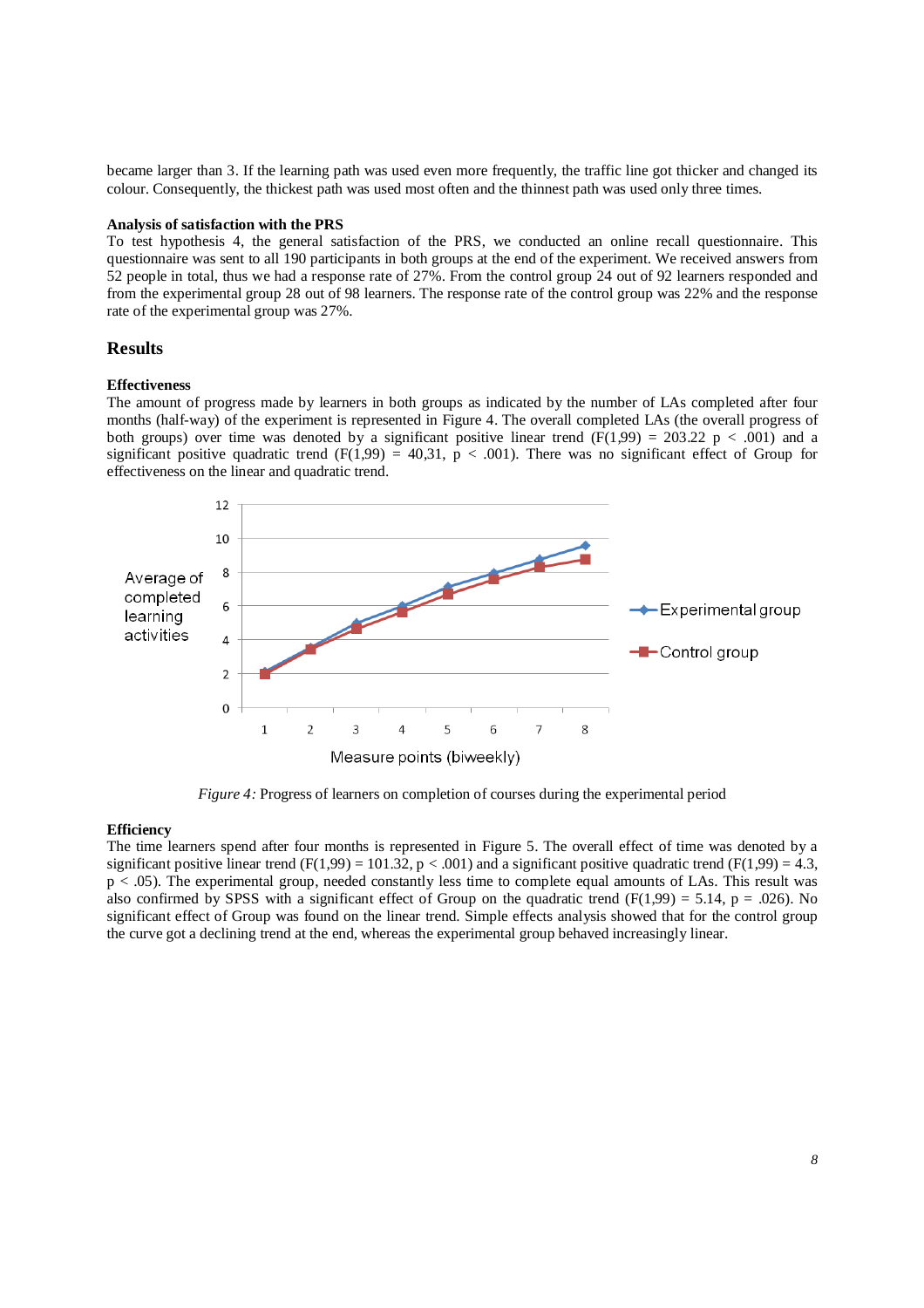became larger than 3. If the learning path was used even more frequently, the traffic line got thicker and changed its colour. Consequently, the thickest path was used most often and the thinnest path was used only three times.

**Analysis of satisfaction with the PRS**
To test hypothesis 4, the general satisfaction of the PRS, we conducted an online recall questionnaire. This questionnaire was sent to all 190 participants in both groups at the end of the experiment. We received answers from 52 people in total, thus we had a response rate of 27%. From the control group 24 out of 92 learners responded and from the experimental group 28 out of 98 learners. The response rate of the control group was 22% and the response rate of the experimental group was 27%.

## Results

**Effectiveness**
The amount of progress made by learners in both groups as indicated by the number of LAs completed after four months (half-way) of the experiment is represented in Figure 4. The overall completed LAs (the overall progress of both groups) over time was denoted by a significant positive linear trend ($F(1,99) = 203.22$ $p < .001$) and a significant positive quadratic trend ($F(1,99) = 40{,}31$, $p < .001$). There was no significant effect of Group for effectiveness on the linear and quadratic trend.

*Figure 4:* Progress of learners on completion of courses during the experimental period

**Efficiency**
The time learners spend after four months is represented in Figure 5. The overall effect of time was denoted by a significant positive linear trend ($F(1,99) = 101.32$, $p < .001$) and a significant positive quadratic trend ($F(1,99) = 4.3$, $p < .05$). The experimental group, needed constantly less time to complete equal amounts of LAs. This result was also confirmed by SPSS with a significant effect of Group on the quadratic trend ($F(1,99) = 5.14$, $p = .026$). No significant effect of Group was found on the linear trend. Simple effects analysis showed that for the control group the curve got a declining trend at the end, whereas the experimental group behaved increasingly linear.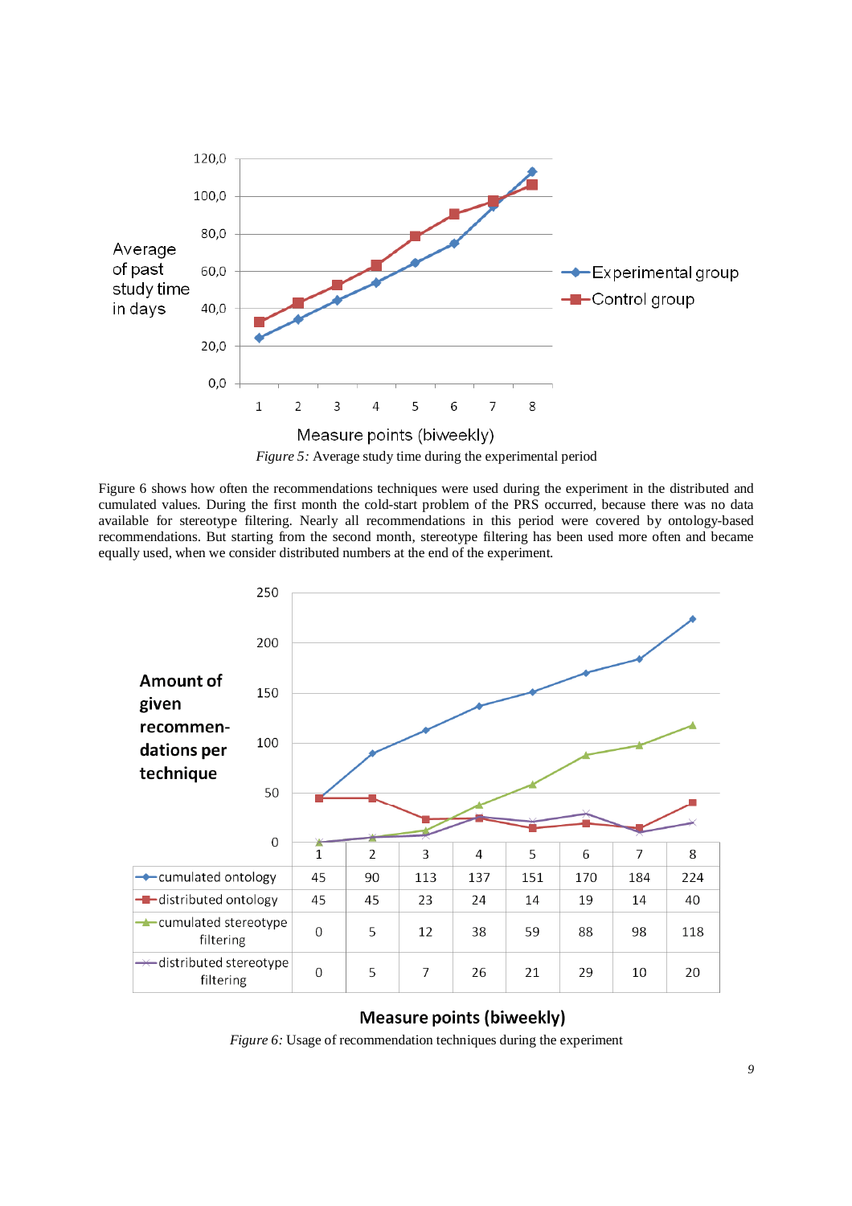*Figure 5:* Average study time during the experimental period

Figure 6 shows how often the recommendations techniques were used during the experiment in the distributed and cumulated values. During the first month the cold-start problem of the PRS occurred, because there was no data available for stereotype filtering. Nearly all recommendations in this period were covered by ontology-based recommendations. But starting from the second month, stereotype filtering has been used more often and became equally used, when we consider distributed numbers at the end of the experiment.

| | 1 | 2 | 3 | 4 | 5 | 6 | 7 | 8 |
|---|---|---|---|---|---|---|---|---|
| cumulated ontology | 45 | 90 | 113 | 137 | 151 | 170 | 184 | 224 |
| distributed ontology | 45 | 45 | 23 | 24 | 14 | 19 | 14 | 40 |
| cumulated stereotype filtering | 0 | 5 | 12 | 38 | 59 | 88 | 98 | 118 |
| distributed stereotype filtering | 0 | 5 | 7 | 26 | 21 | 29 | 10 | 20 |

*Figure 6:* Usage of recommendation techniques during the experiment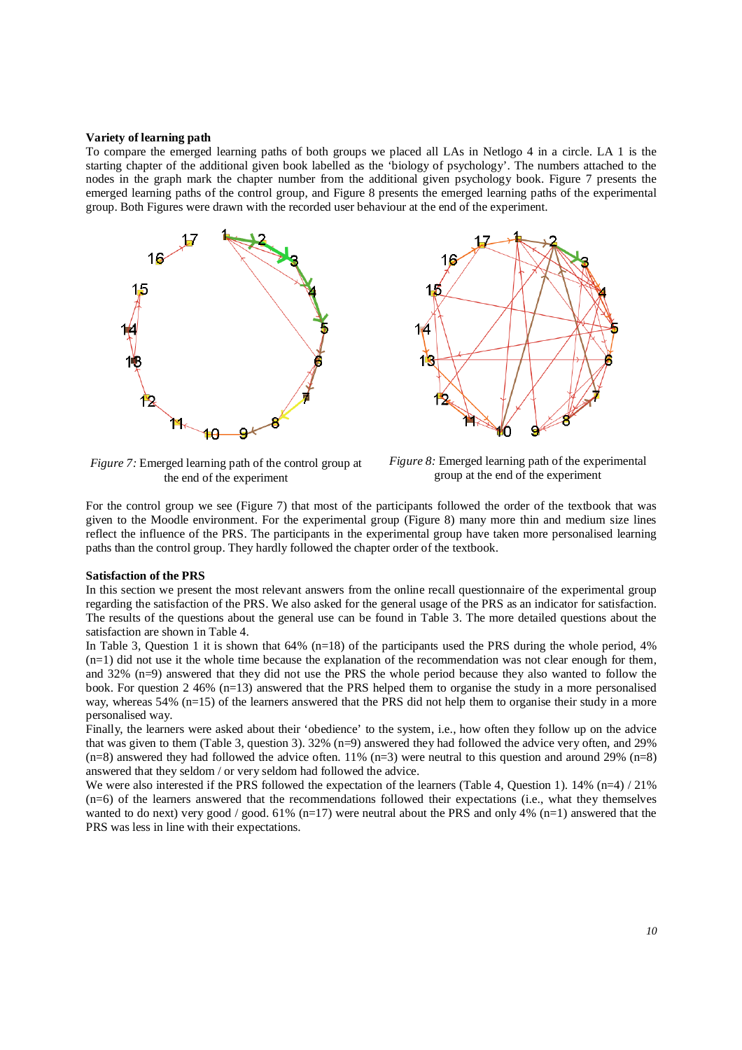**Variety of learning path**

To compare the emerged learning paths of both groups we placed all LAs in Netlogo 4 in a circle. LA 1 is the starting chapter of the additional given book labelled as the 'biology of psychology'. The numbers attached to the nodes in the graph mark the chapter number from the additional given psychology book. Figure 7 presents the emerged learning paths of the control group, and Figure 8 presents the emerged learning paths of the experimental group. Both Figures were drawn with the recorded user behaviour at the end of the experiment.

*Figure 7:* Emerged learning path of the control group at the end of the experiment

*Figure 8:* Emerged learning path of the experimental group at the end of the experiment

For the control group we see (Figure 7) that most of the participants followed the order of the textbook that was given to the Moodle environment. For the experimental group (Figure 8) many more thin and medium size lines reflect the influence of the PRS. The participants in the experimental group have taken more personalised learning paths than the control group. They hardly followed the chapter order of the textbook.

**Satisfaction of the PRS**

In this section we present the most relevant answers from the online recall questionnaire of the experimental group regarding the satisfaction of the PRS. We also asked for the general usage of the PRS as an indicator for satisfaction. The results of the questions about the general use can be found in Table 3. The more detailed questions about the satisfaction are shown in Table 4.

In Table 3, Question 1 it is shown that 64% (n=18) of the participants used the PRS during the whole period, 4% (n=1) did not use it the whole time because the explanation of the recommendation was not clear enough for them, and 32% (n=9) answered that they did not use the PRS the whole period because they also wanted to follow the book. For question 2 46% (n=13) answered that the PRS helped them to organise the study in a more personalised way, whereas 54% (n=15) of the learners answered that the PRS did not help them to organise their study in a more personalised way.

Finally, the learners were asked about their 'obedience' to the system, i.e., how often they follow up on the advice that was given to them (Table 3, question 3). 32% (n=9) answered they had followed the advice very often, and 29% (n=8) answered they had followed the advice often. 11% (n=3) were neutral to this question and around 29% (n=8) answered that they seldom / or very seldom had followed the advice.

We were also interested if the PRS followed the expectation of the learners (Table 4, Question 1). 14% (n=4) / 21% (n=6) of the learners answered that the recommendations followed their expectations (i.e., what they themselves wanted to do next) very good / good. 61% (n=17) were neutral about the PRS and only 4% (n=1) answered that the PRS was less in line with their expectations.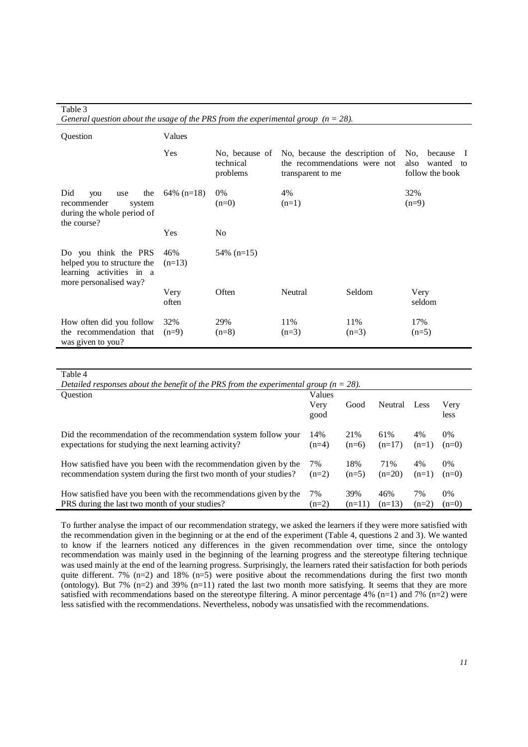Table 3

*General question about the usage of the PRS from the experimental group (n = 28).*

| Question | Values | | | | |
|---|---|---|---|---|---|
| | Yes | No, because of technical problems | No, because the description of the recommendations were not transparent to me | | No, because I also wanted to follow the book |
| Did you use the recommender system during the whole period of the course? | 64% (n=18) | 0% (n=0) | 4% (n=1) | | 32% (n=9) |
| | Yes | No | | | |
| Do you think the PRS helped you to structure the learning activities in a more personalised way? | 46% (n=13) | 54% (n=15) | | | |
| | Very often | Often | Neutral | Seldom | Very seldom |
| How often did you follow the recommendation that was given to you? | 32% (n=9) | 29% (n=8) | 11% (n=3) | 11% (n=3) | 17% (n=5) |

Table 4

*Detailed responses about the benefit of the PRS from the experimental group (n = 28).*

| Question | Values Very good | Good | Neutral | Less | Very less |
|---|---|---|---|---|---|
| Did the recommendation of the recommendation system follow your expectations for studying the next learning activity? | 14% (n=4) | 21% (n=6) | 61% (n=17) | 4% (n=1) | 0% (n=0) |
| How satisfied have you been with the recommendation given by the recommendation system during the first two month of your studies? | 7% (n=2) | 18% (n=5) | 71% (n=20) | 4% (n=1) | 0% (n=0) |
| How satisfied have you been with the recommendations given by the PRS during the last two month of your studies? | 7% (n=2) | 39% (n=11) | 46% (n=13) | 7% (n=2) | 0% (n=0) |

To further analyse the impact of our recommendation strategy, we asked the learners if they were more satisfied with the recommendation given in the beginning or at the end of the experiment (Table 4, questions 2 and 3). We wanted to know if the learners noticed any differences in the given recommendation over time, since the ontology recommendation was mainly used in the beginning of the learning progress and the stereotype filtering technique was used mainly at the end of the learning progress. Surprisingly, the learners rated their satisfaction for both periods quite different. 7% (n=2) and 18% (n=5) were positive about the recommendations during the first two month (ontology). But 7% (n=2) and 39% (n=11) rated the last two month more satisfying. It seems that they are more satisfied with recommendations based on the stereotype filtering. A minor percentage 4% (n=1) and 7% (n=2) were less satisfied with the recommendations. Nevertheless, nobody was unsatisfied with the recommendations.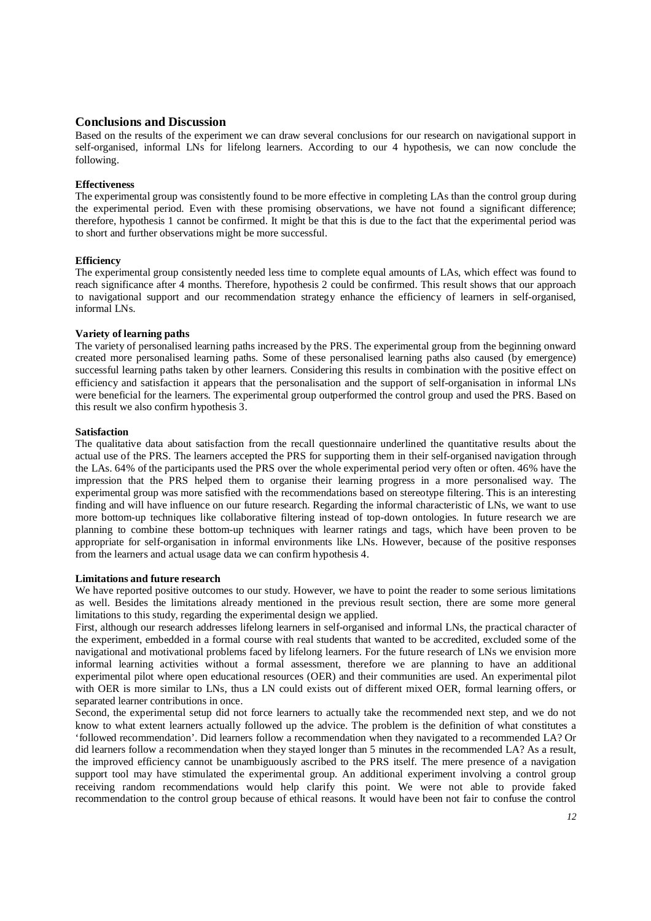## Conclusions and Discussion

Based on the results of the experiment we can draw several conclusions for our research on navigational support in self-organised, informal LNs for lifelong learners. According to our 4 hypothesis, we can now conclude the following.

#### Effectiveness

The experimental group was consistently found to be more effective in completing LAs than the control group during the experimental period. Even with these promising observations, we have not found a significant difference; therefore, hypothesis 1 cannot be confirmed. It might be that this is due to the fact that the experimental period was to short and further observations might be more successful.

#### Efficiency

The experimental group consistently needed less time to complete equal amounts of LAs, which effect was found to reach significance after 4 months. Therefore, hypothesis 2 could be confirmed. This result shows that our approach to navigational support and our recommendation strategy enhance the efficiency of learners in self-organised, informal LNs.

#### Variety of learning paths

The variety of personalised learning paths increased by the PRS. The experimental group from the beginning onward created more personalised learning paths. Some of these personalised learning paths also caused (by emergence) successful learning paths taken by other learners. Considering this results in combination with the positive effect on efficiency and satisfaction it appears that the personalisation and the support of self-organisation in informal LNs were beneficial for the learners. The experimental group outperformed the control group and used the PRS. Based on this result we also confirm hypothesis 3.

#### Satisfaction

The qualitative data about satisfaction from the recall questionnaire underlined the quantitative results about the actual use of the PRS. The learners accepted the PRS for supporting them in their self-organised navigation through the LAs. 64% of the participants used the PRS over the whole experimental period very often or often. 46% have the impression that the PRS helped them to organise their learning progress in a more personalised way. The experimental group was more satisfied with the recommendations based on stereotype filtering. This is an interesting finding and will have influence on our future research. Regarding the informal characteristic of LNs, we want to use more bottom-up techniques like collaborative filtering instead of top-down ontologies. In future research we are planning to combine these bottom-up techniques with learner ratings and tags, which have been proven to be appropriate for self-organisation in informal environments like LNs. However, because of the positive responses from the learners and actual usage data we can confirm hypothesis 4.

#### Limitations and future research

We have reported positive outcomes to our study. However, we have to point the reader to some serious limitations as well. Besides the limitations already mentioned in the previous result section, there are some more general limitations to this study, regarding the experimental design we applied.

First, although our research addresses lifelong learners in self-organised and informal LNs, the practical character of the experiment, embedded in a formal course with real students that wanted to be accredited, excluded some of the navigational and motivational problems faced by lifelong learners. For the future research of LNs we envision more informal learning activities without a formal assessment, therefore we are planning to have an additional experimental pilot where open educational resources (OER) and their communities are used. An experimental pilot with OER is more similar to LNs, thus a LN could exists out of different mixed OER, formal learning offers, or separated learner contributions in once.

Second, the experimental setup did not force learners to actually take the recommended next step, and we do not know to what extent learners actually followed up the advice. The problem is the definition of what constitutes a 'followed recommendation'. Did learners follow a recommendation when they navigated to a recommended LA? Or did learners follow a recommendation when they stayed longer than 5 minutes in the recommended LA? As a result, the improved efficiency cannot be unambiguously ascribed to the PRS itself. The mere presence of a navigation support tool may have stimulated the experimental group. An additional experiment involving a control group receiving random recommendations would help clarify this point. We were not able to provide faked recommendation to the control group because of ethical reasons. It would have been not fair to confuse the control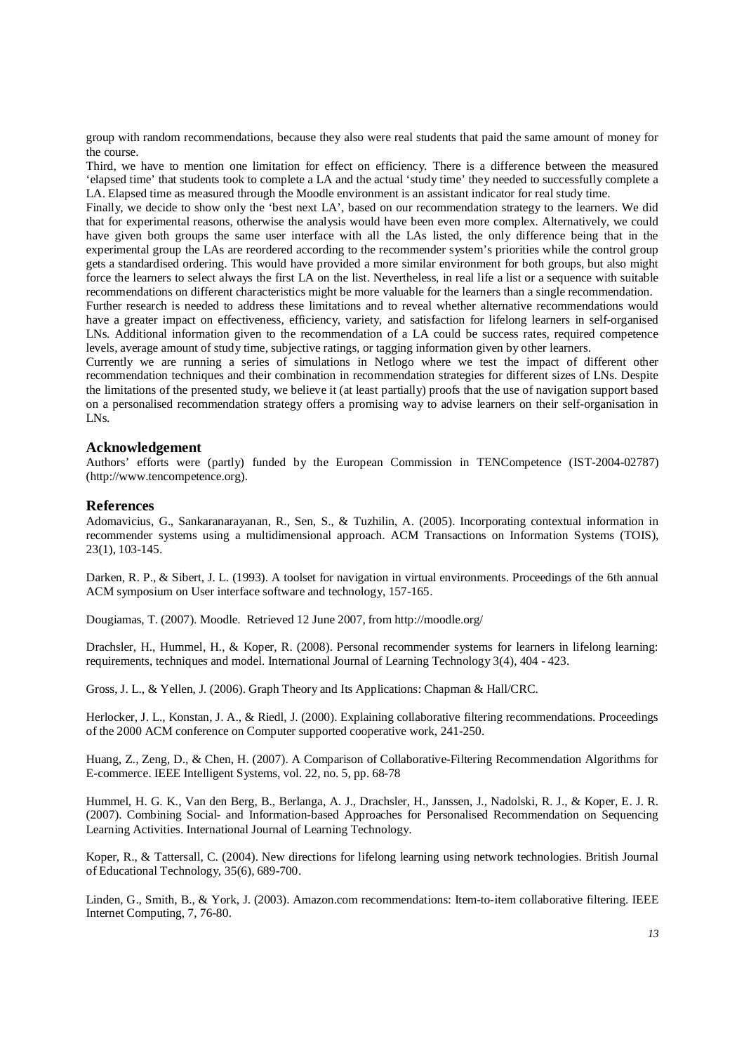group with random recommendations, because they also were real students that paid the same amount of money for the course.

Third, we have to mention one limitation for effect on efficiency. There is a difference between the measured 'elapsed time' that students took to complete a LA and the actual 'study time' they needed to successfully complete a LA. Elapsed time as measured through the Moodle environment is an assistant indicator for real study time.

Finally, we decide to show only the 'best next LA', based on our recommendation strategy to the learners. We did that for experimental reasons, otherwise the analysis would have been even more complex. Alternatively, we could have given both groups the same user interface with all the LAs listed, the only difference being that in the experimental group the LAs are reordered according to the recommender system's priorities while the control group gets a standardised ordering. This would have provided a more similar environment for both groups, but also might force the learners to select always the first LA on the list. Nevertheless, in real life a list or a sequence with suitable recommendations on different characteristics might be more valuable for the learners than a single recommendation.

Further research is needed to address these limitations and to reveal whether alternative recommendations would have a greater impact on effectiveness, efficiency, variety, and satisfaction for lifelong learners in self-organised LNs. Additional information given to the recommendation of a LA could be success rates, required competence levels, average amount of study time, subjective ratings, or tagging information given by other learners.

Currently we are running a series of simulations in Netlogo where we test the impact of different other recommendation techniques and their combination in recommendation strategies for different sizes of LNs. Despite the limitations of the presented study, we believe it (at least partially) proofs that the use of navigation support based on a personalised recommendation strategy offers a promising way to advise learners on their self-organisation in LNs.

## Acknowledgement

Authors' efforts were (partly) funded by the European Commission in TENCompetence (IST-2004-02787) (http://www.tencompetence.org).

## References

Adomavicius, G., Sankaranarayanan, R., Sen, S., & Tuzhilin, A. (2005). Incorporating contextual information in recommender systems using a multidimensional approach. ACM Transactions on Information Systems (TOIS), 23(1), 103-145.

Darken, R. P., & Sibert, J. L. (1993). A toolset for navigation in virtual environments. Proceedings of the 6th annual ACM symposium on User interface software and technology, 157-165.

Dougiamas, T. (2007). Moodle. Retrieved 12 June 2007, from http://moodle.org/

Drachsler, H., Hummel, H., & Koper, R. (2008). Personal recommender systems for learners in lifelong learning: requirements, techniques and model. International Journal of Learning Technology 3(4), 404 - 423.

Gross, J. L., & Yellen, J. (2006). Graph Theory and Its Applications: Chapman & Hall/CRC.

Herlocker, J. L., Konstan, J. A., & Riedl, J. (2000). Explaining collaborative filtering recommendations. Proceedings of the 2000 ACM conference on Computer supported cooperative work, 241-250.

Huang, Z., Zeng, D., & Chen, H. (2007). A Comparison of Collaborative-Filtering Recommendation Algorithms for E-commerce. IEEE Intelligent Systems, vol. 22, no. 5, pp. 68-78

Hummel, H. G. K., Van den Berg, B., Berlanga, A. J., Drachsler, H., Janssen, J., Nadolski, R. J., & Koper, E. J. R. (2007). Combining Social- and Information-based Approaches for Personalised Recommendation on Sequencing Learning Activities. International Journal of Learning Technology.

Koper, R., & Tattersall, C. (2004). New directions for lifelong learning using network technologies. British Journal of Educational Technology, 35(6), 689-700.

Linden, G., Smith, B., & York, J. (2003). Amazon.com recommendations: Item-to-item collaborative filtering. IEEE Internet Computing, 7, 76-80.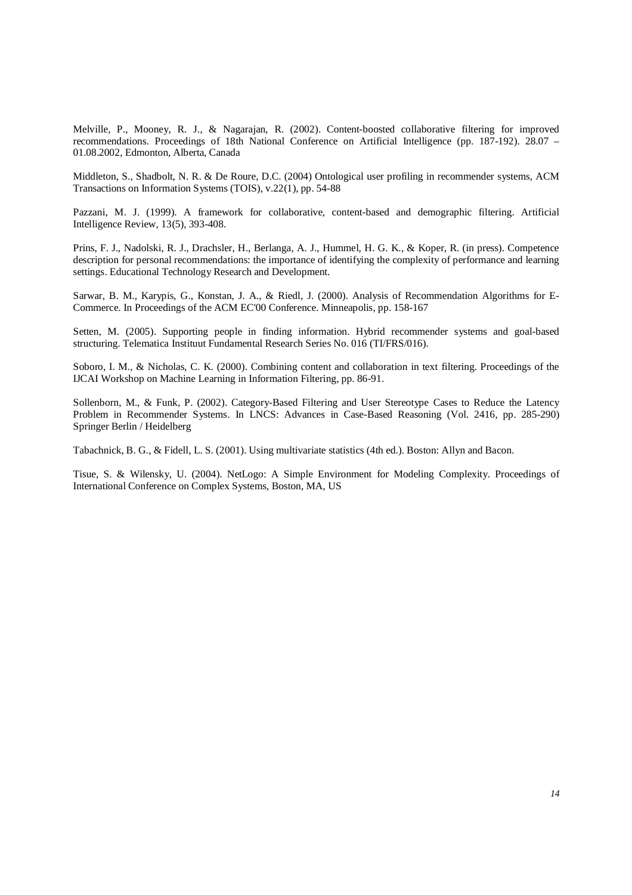Melville, P., Mooney, R. J., & Nagarajan, R. (2002). Content-boosted collaborative filtering for improved recommendations. Proceedings of 18th National Conference on Artificial Intelligence (pp. 187-192). 28.07 – 01.08.2002, Edmonton, Alberta, Canada

Middleton, S., Shadbolt, N. R. & De Roure, D.C. (2004) Ontological user profiling in recommender systems, ACM Transactions on Information Systems (TOIS), v.22(1), pp. 54-88

Pazzani, M. J. (1999). A framework for collaborative, content-based and demographic filtering. Artificial Intelligence Review, 13(5), 393-408.

Prins, F. J., Nadolski, R. J., Drachsler, H., Berlanga, A. J., Hummel, H. G. K., & Koper, R. (in press). Competence description for personal recommendations: the importance of identifying the complexity of performance and learning settings. Educational Technology Research and Development.

Sarwar, B. M., Karypis, G., Konstan, J. A., & Riedl, J. (2000). Analysis of Recommendation Algorithms for E-Commerce. In Proceedings of the ACM EC'00 Conference. Minneapolis, pp. 158-167

Setten, M. (2005). Supporting people in finding information. Hybrid recommender systems and goal-based structuring. Telematica Instituut Fundamental Research Series No. 016 (TI/FRS/016).

Soboro, I. M., & Nicholas, C. K. (2000). Combining content and collaboration in text filtering. Proceedings of the IJCAI Workshop on Machine Learning in Information Filtering, pp. 86-91.

Sollenborn, M., & Funk, P. (2002). Category-Based Filtering and User Stereotype Cases to Reduce the Latency Problem in Recommender Systems. In LNCS: Advances in Case-Based Reasoning (Vol. 2416, pp. 285-290) Springer Berlin / Heidelberg

Tabachnick, B. G., & Fidell, L. S. (2001). Using multivariate statistics (4th ed.). Boston: Allyn and Bacon.

Tisue, S. & Wilensky, U. (2004). NetLogo: A Simple Environment for Modeling Complexity. Proceedings of International Conference on Complex Systems, Boston, MA, US